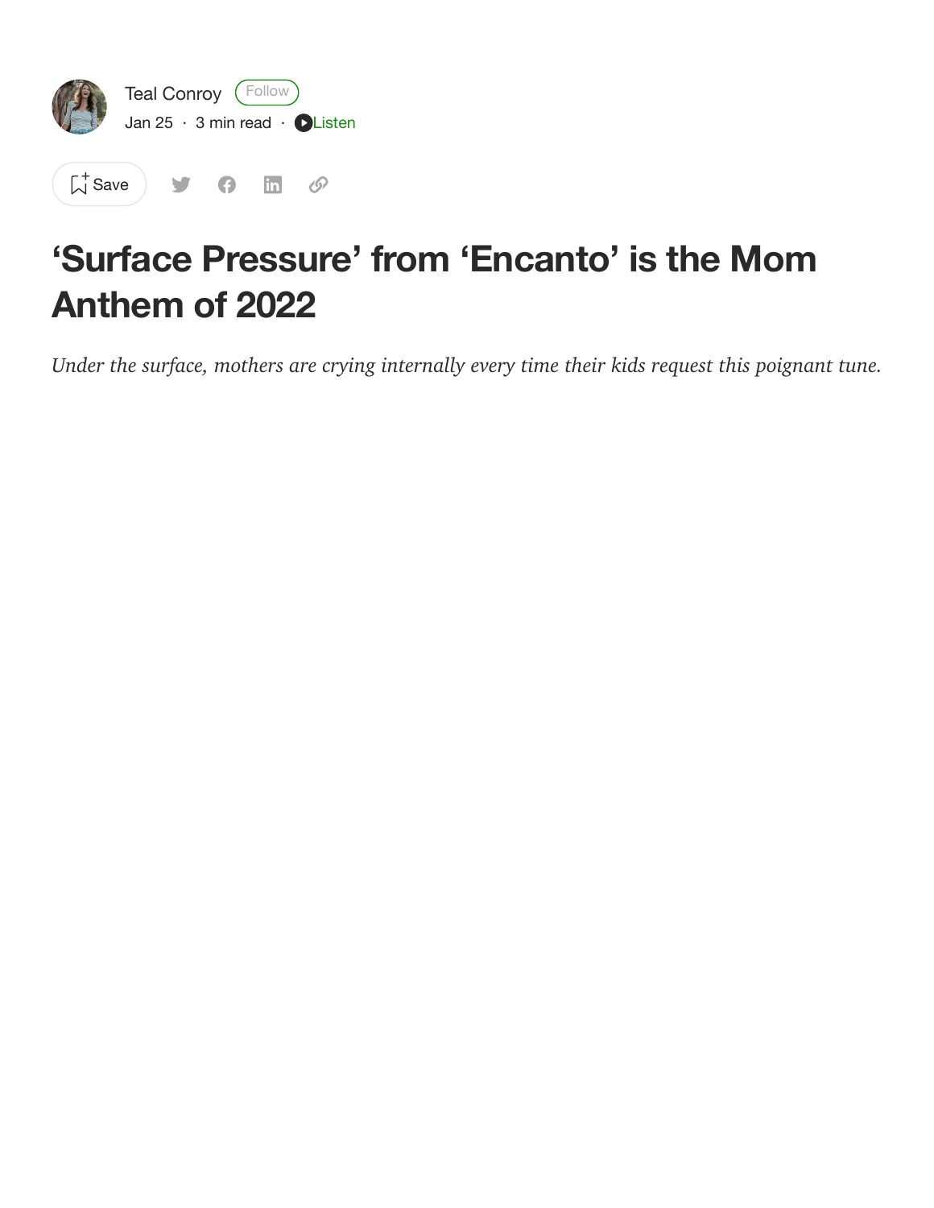Teal Conroy

Jan 25 · 3 min read

# ‘Surface Pressure’ from ‘Encanto’ is the Mom Anthem of 2022

*Under the surface, mothers are crying internally every time their kids request this poignant tune.*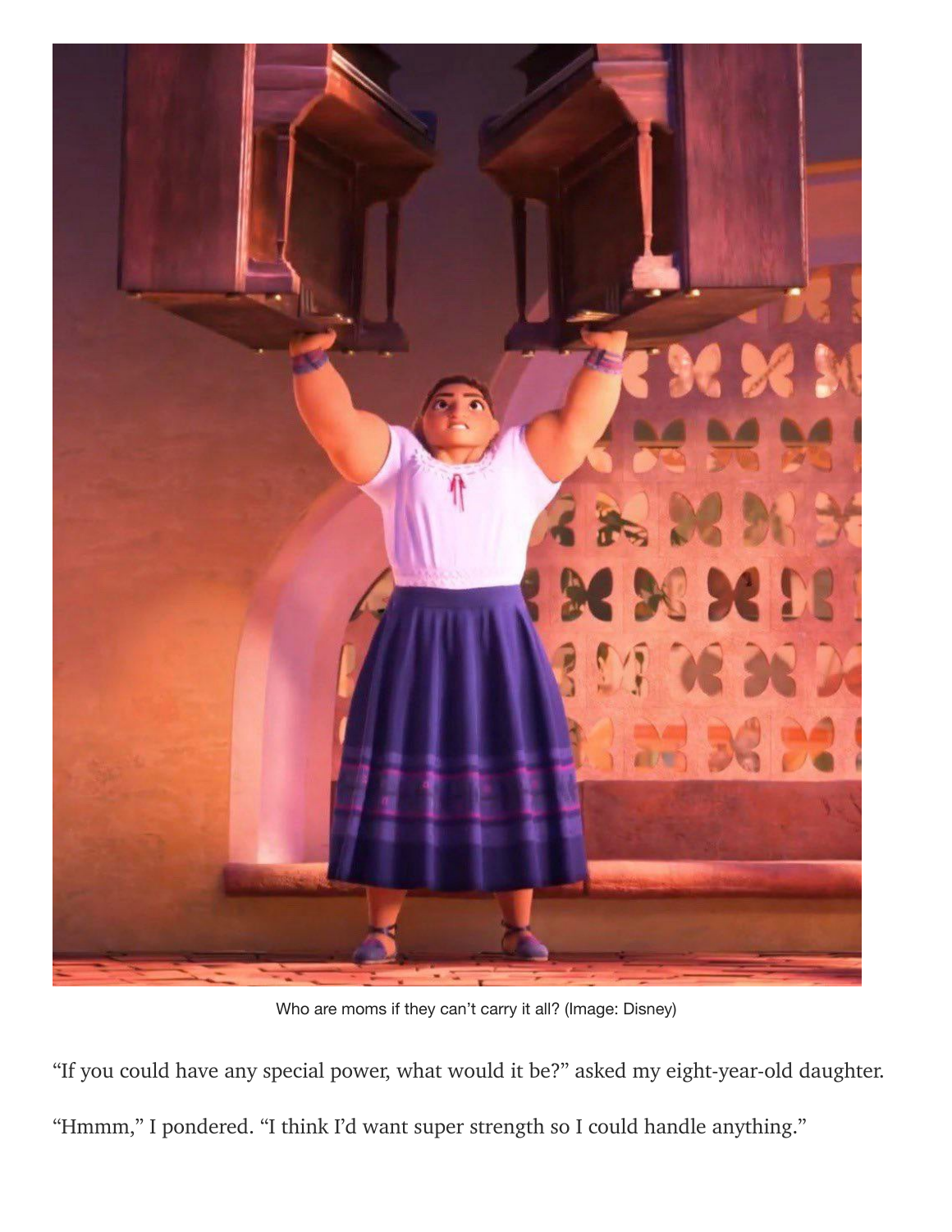Who are moms if they can't carry it all? (Image: Disney)

"If you could have any special power, what would it be?" asked my eight-year-old daughter.

"Hmmm," I pondered. "I think I'd want super strength so I could handle anything."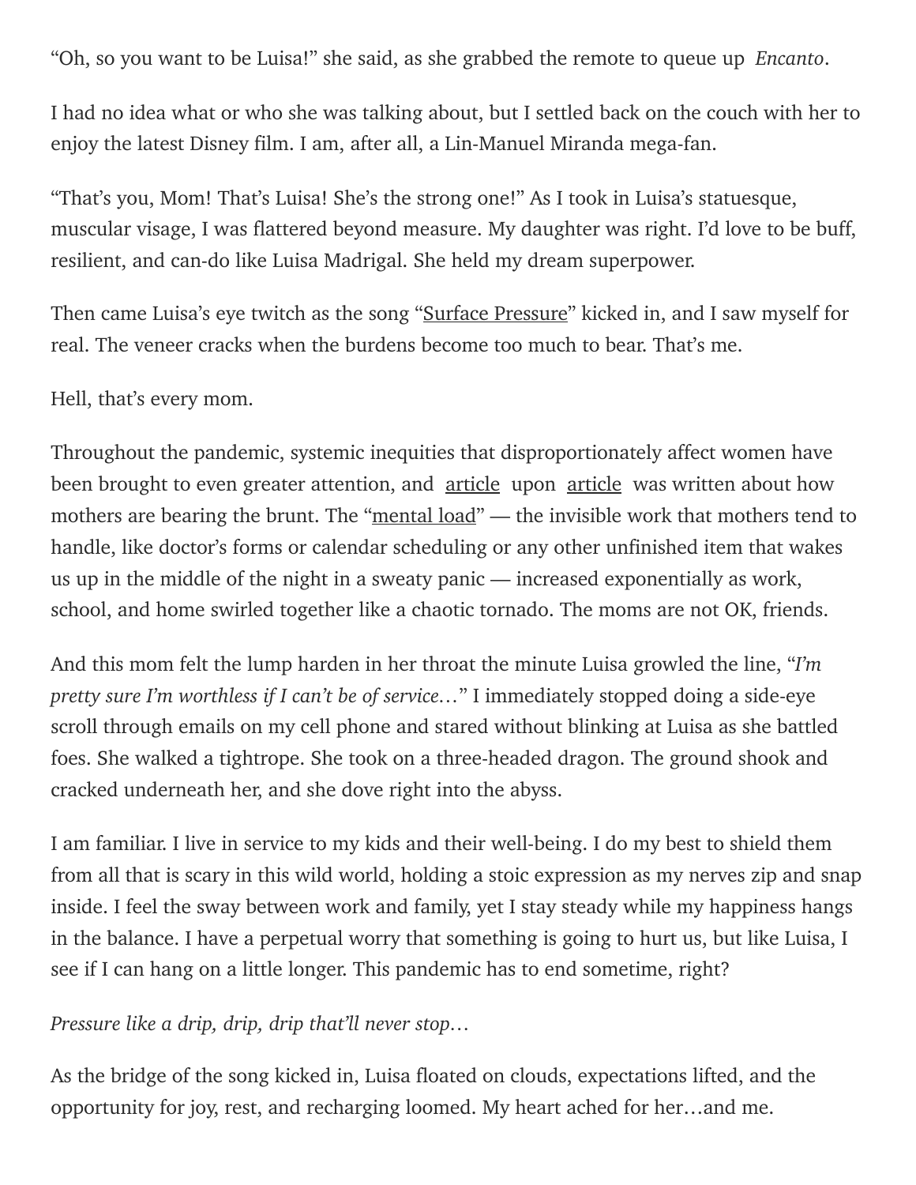“Oh, so you want to be Luisa!” she said, as she grabbed the remote to queue up *Encanto*.

I had no idea what or who she was talking about, but I settled back on the couch with her to enjoy the latest Disney film. I am, after all, a Lin-Manuel Miranda mega-fan.

“That’s you, Mom! That’s Luisa! She’s the strong one!” As I took in Luisa’s statuesque, muscular visage, I was flattered beyond measure. My daughter was right. I’d love to be buff, resilient, and can-do like Luisa Madrigal. She held my dream superpower.

Then came Luisa’s eye twitch as the song “Surface Pressure” kicked in, and I saw myself for real. The veneer cracks when the burdens become too much to bear. That’s me.

Hell, that’s every mom.

Throughout the pandemic, systemic inequities that disproportionately affect women have been brought to even greater attention, and article upon article was written about how mothers are bearing the brunt. The “mental load” — the invisible work that mothers tend to handle, like doctor’s forms or calendar scheduling or any other unfinished item that wakes us up in the middle of the night in a sweaty panic — increased exponentially as work, school, and home swirled together like a chaotic tornado. The moms are not OK, friends.

And this mom felt the lump harden in her throat the minute Luisa growled the line, “*I’m pretty sure I’m worthless if I can’t be of service…*” I immediately stopped doing a side-eye scroll through emails on my cell phone and stared without blinking at Luisa as she battled foes. She walked a tightrope. She took on a three-headed dragon. The ground shook and cracked underneath her, and she dove right into the abyss.

I am familiar. I live in service to my kids and their well-being. I do my best to shield them from all that is scary in this wild world, holding a stoic expression as my nerves zip and snap inside. I feel the sway between work and family, yet I stay steady while my happiness hangs in the balance. I have a perpetual worry that something is going to hurt us, but like Luisa, I see if I can hang on a little longer. This pandemic has to end sometime, right?

*Pressure like a drip, drip, drip that’ll never stop…*

As the bridge of the song kicked in, Luisa floated on clouds, expectations lifted, and the opportunity for joy, rest, and recharging loomed. My heart ached for her…and me.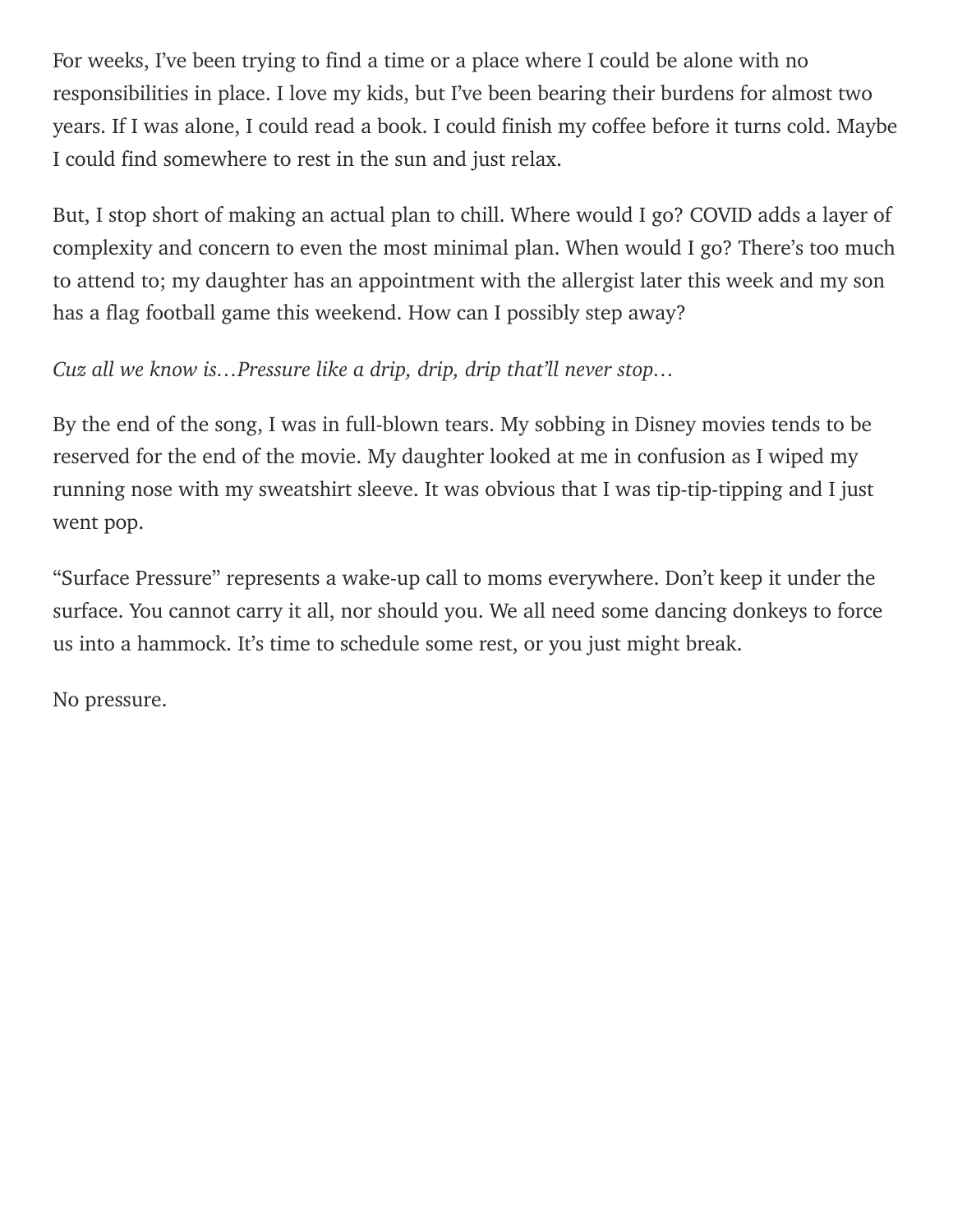For weeks, I've been trying to find a time or a place where I could be alone with no responsibilities in place. I love my kids, but I've been bearing their burdens for almost two years. If I was alone, I could read a book. I could finish my coffee before it turns cold. Maybe I could find somewhere to rest in the sun and just relax.

But, I stop short of making an actual plan to chill. Where would I go? COVID adds a layer of complexity and concern to even the most minimal plan. When would I go? There's too much to attend to; my daughter has an appointment with the allergist later this week and my son has a flag football game this weekend. How can I possibly step away?

*Cuz all we know is…Pressure like a drip, drip, drip that'll never stop…*

By the end of the song, I was in full-blown tears. My sobbing in Disney movies tends to be reserved for the end of the movie. My daughter looked at me in confusion as I wiped my running nose with my sweatshirt sleeve. It was obvious that I was tip-tip-tipping and I just went pop.

"Surface Pressure" represents a wake-up call to moms everywhere. Don't keep it under the surface. You cannot carry it all, nor should you. We all need some dancing donkeys to force us into a hammock. It's time to schedule some rest, or you just might break.

No pressure.